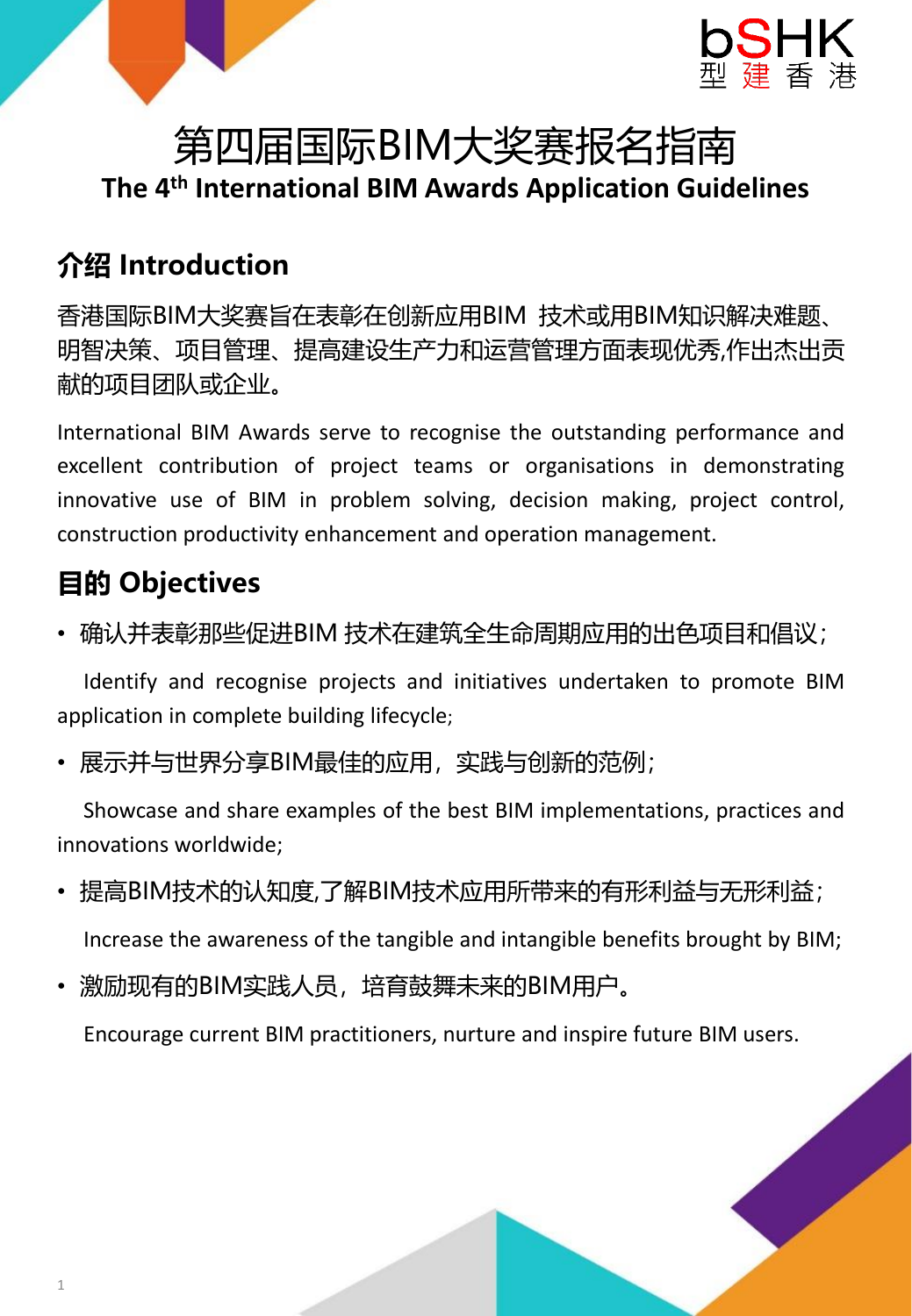# 第四届国际BIM大奖赛报名指南

## The 4th International BIM Awards Application Guidelines

## 介绍 Introduction

香港国际BIM大奖赛旨在表彰在创新应用BIM 技术或用BIM知识解决难题、明智决策、项目管理、提高建设生产力和运营管理方面表现优秀,作出杰出贡献的项目团队或企业。

International BIM Awards serve to recognise the outstanding performance and excellent contribution of project teams or organisations in demonstrating innovative use of BIM in problem solving, decision making, project control, construction productivity enhancement and operation management.

## 目的 Objectives

- 确认并表彰那些促进BIM 技术在建筑全生命周期应用的出色项目和倡议；

  Identify and recognise projects and initiatives undertaken to promote BIM application in complete building lifecycle;

- 展示并与世界分享BIM最佳的应用，实践与创新的范例；

  Showcase and share examples of the best BIM implementations, practices and innovations worldwide;

- 提高BIM技术的认知度,了解BIM技术应用所带来的有形利益与无形利益；

  Increase the awareness of the tangible and intangible benefits brought by BIM;

- 激励现有的BIM实践人员，培育鼓舞未来的BIM用户。

  Encourage current BIM practitioners, nurture and inspire future BIM users.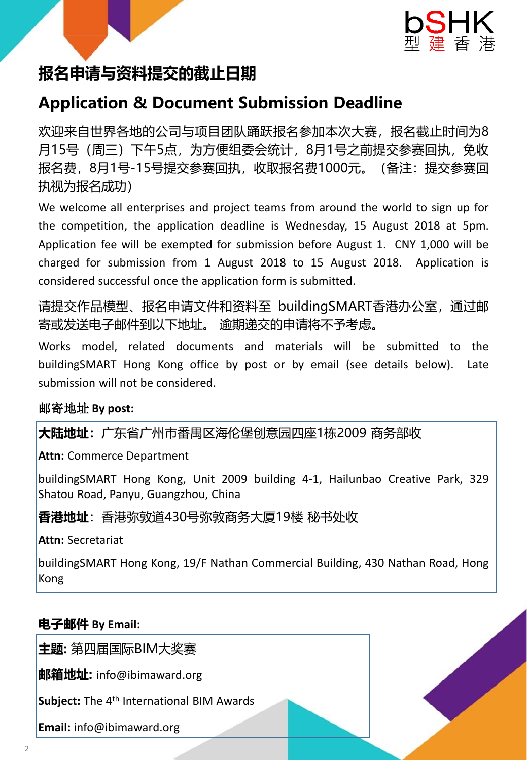## 报名申请与资料提交的截止日期

## Application & Document Submission Deadline

欢迎来自世界各地的公司与项目团队踊跃报名参加本次大赛，报名截止时间为8月15号（周三）下午5点，为方便组委会统计，8月1号之前提交参赛回执，免收报名费，8月1号-15号提交参赛回执，收取报名费1000元。（备注：提交参赛回执视为报名成功）

We welcome all enterprises and project teams from around the world to sign up for the competition, the application deadline is Wednesday, 15 August 2018 at 5pm. Application fee will be exempted for submission before August 1. CNY 1,000 will be charged for submission from 1 August 2018 to 15 August 2018. Application is considered successful once the application form is submitted.

请提交作品模型、报名申请文件和资料至 buildingSMART香港办公室，通过邮寄或发送电子邮件到以下地址。 逾期递交的申请将不予考虑。

Works model, related documents and materials will be submitted to the buildingSMART Hong Kong office by post or by email (see details below). Late submission will not be considered.

**邮寄地址 By post:**

**大陆地址：**广东省广州市番禺区海伦堡创意园四座1栋2009 商务部收

**Attn:** Commerce Department

buildingSMART Hong Kong, Unit 2009 building 4-1, Hailunbao Creative Park, 329 Shatou Road, Panyu, Guangzhou, China

**香港地址**：香港弥敦道430号弥敦商务大厦19楼 秘书处收

**Attn:** Secretariat

buildingSMART Hong Kong, 19/F Nathan Commercial Building, 430 Nathan Road, Hong Kong

**电子邮件 By Email:**

**主题:** 第四届国际BIM大奖赛

**邮箱地址:** info@ibimaward.org

**Subject:** The 4th International BIM Awards

**Email:** info@ibimaward.org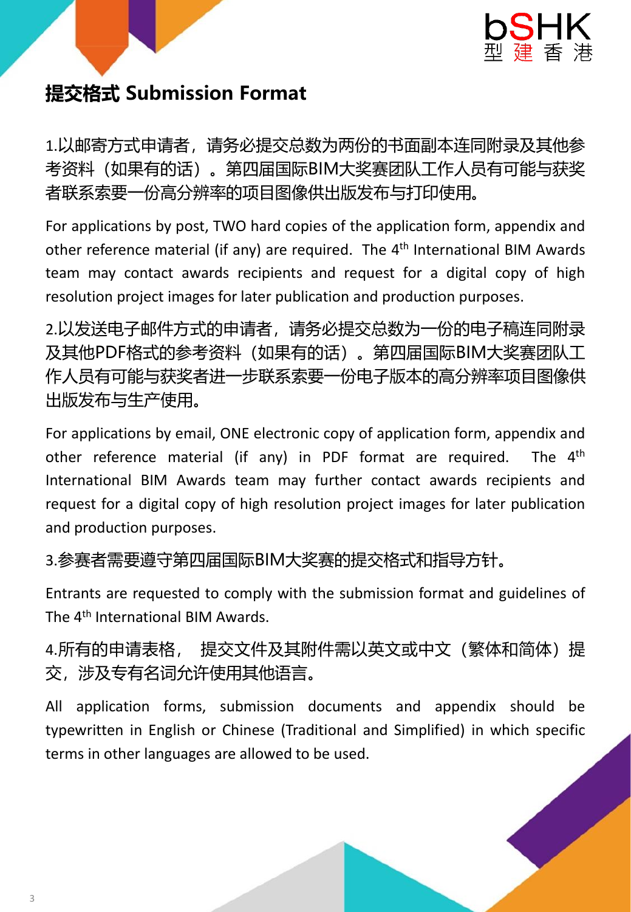## 提交格式 Submission Format

1.以邮寄方式申请者，请务必提交总数为两份的书面副本连同附录及其他参考资料（如果有的话）。第四届国际BIM大奖赛团队工作人员有可能与获奖者联系索要一份高分辨率的项目图像供出版发布与打印使用。

For applications by post, TWO hard copies of the application form, appendix and other reference material (if any) are required. The 4th International BIM Awards team may contact awards recipients and request for a digital copy of high resolution project images for later publication and production purposes.

2.以发送电子邮件方式的申请者，请务必提交总数为一份的电子稿连同附录及其他PDF格式的参考资料（如果有的话）。第四届国际BIM大奖赛团队工作人员有可能与获奖者进一步联系索要一份电子版本的高分辨率项目图像供出版发布与生产使用。

For applications by email, ONE electronic copy of application form, appendix and other reference material (if any) in PDF format are required. The 4th International BIM Awards team may further contact awards recipients and request for a digital copy of high resolution project images for later publication and production purposes.

3.参赛者需要遵守第四届国际BIM大奖赛的提交格式和指导方针。

Entrants are requested to comply with the submission format and guidelines of The 4th International BIM Awards.

4.所有的申请表格， 提交文件及其附件需以英文或中文（繁体和简体）提交，涉及专有名词允许使用其他语言。

All application forms, submission documents and appendix should be typewritten in English or Chinese (Traditional and Simplified) in which specific terms in other languages are allowed to be used.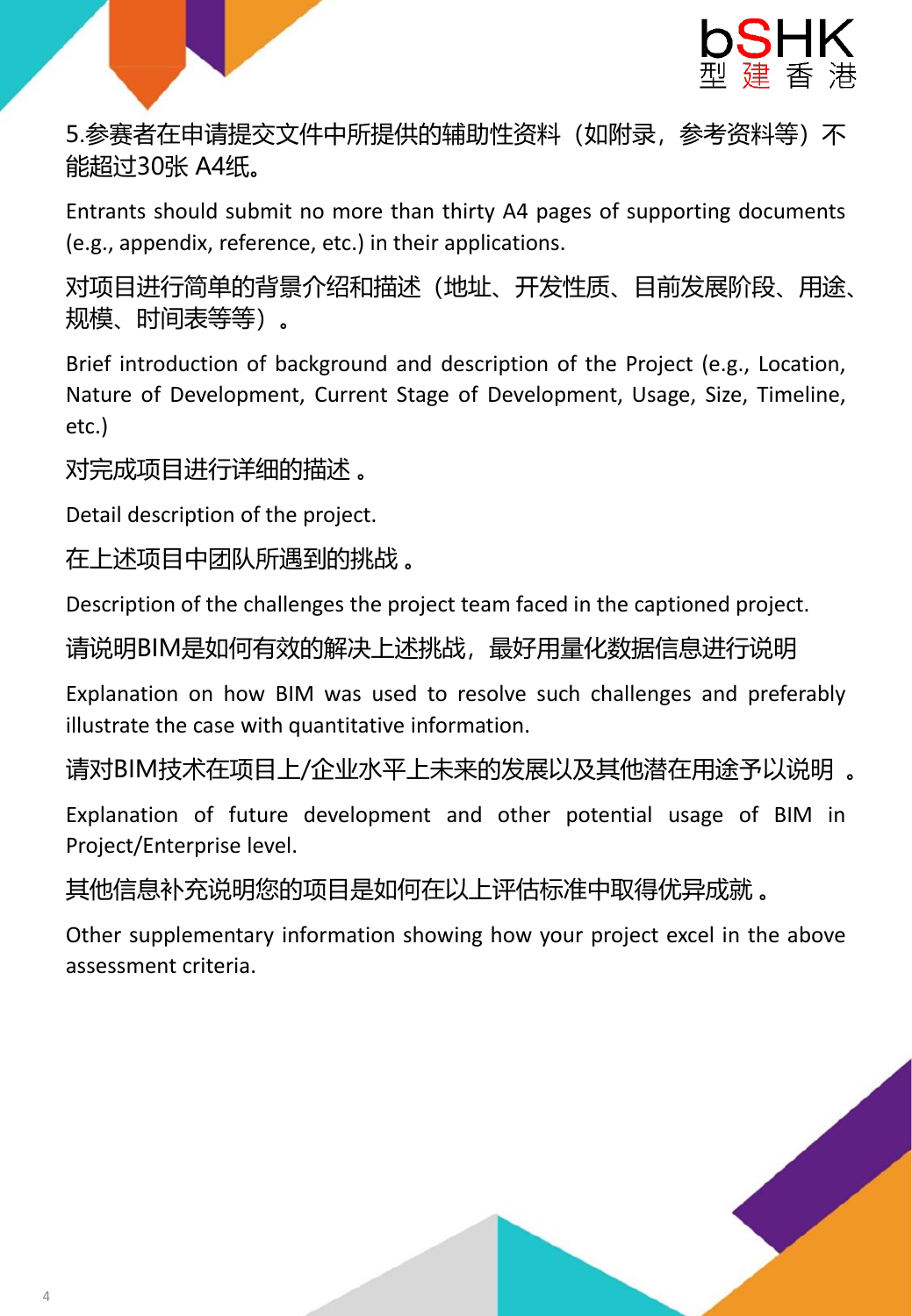5.参赛者在申请提交文件中所提供的辅助性资料（如附录，参考资料等）不能超过30张 A4纸。

Entrants should submit no more than thirty A4 pages of supporting documents (e.g., appendix, reference, etc.) in their applications.

对项目进行简单的背景介绍和描述（地址、开发性质、目前发展阶段、用途、规模、时间表等等）。

Brief introduction of background and description of the Project (e.g., Location, Nature of Development, Current Stage of Development, Usage, Size, Timeline, etc.)

对完成项目进行详细的描述。

Detail description of the project.

在上述项目中团队所遇到的挑战。

Description of the challenges the project team faced in the captioned project.

请说明BIM是如何有效的解决上述挑战，最好用量化数据信息进行说明

Explanation on how BIM was used to resolve such challenges and preferably illustrate the case with quantitative information.

请对BIM技术在项目上/企业水平上未来的发展以及其他潜在用途予以说明 。

Explanation of future development and other potential usage of BIM in Project/Enterprise level.

其他信息补充说明您的项目是如何在以上评估标准中取得优异成就。

Other supplementary information showing how your project excel in the above assessment criteria.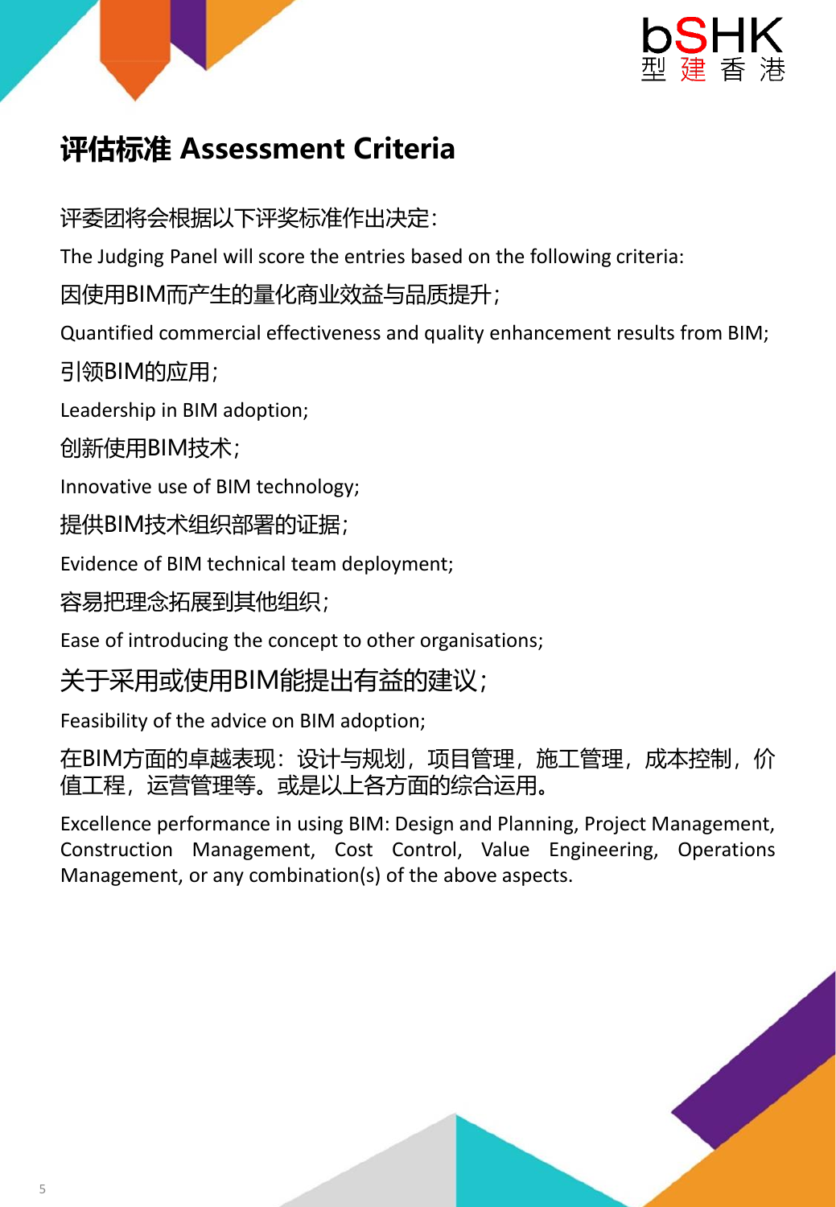# 评估标准 Assessment Criteria

评委团将会根据以下评奖标准作出决定:

The Judging Panel will score the entries based on the following criteria:

因使用BIM而产生的量化商业效益与品质提升;

Quantified commercial effectiveness and quality enhancement results from BIM;

引领BIM的应用;

Leadership in BIM adoption;

创新使用BIM技术;

Innovative use of BIM technology;

提供BIM技术组织部署的证据;

Evidence of BIM technical team deployment;

容易把理念拓展到其他组织;

Ease of introducing the concept to other organisations;

关于采用或使用BIM能提出有益的建议;

Feasibility of the advice on BIM adoption;

在BIM方面的卓越表现：设计与规划，项目管理，施工管理，成本控制，价值工程，运营管理等。或是以上各方面的综合运用。

Excellence performance in using BIM: Design and Planning, Project Management, Construction Management, Cost Control, Value Engineering, Operations Management, or any combination(s) of the above aspects.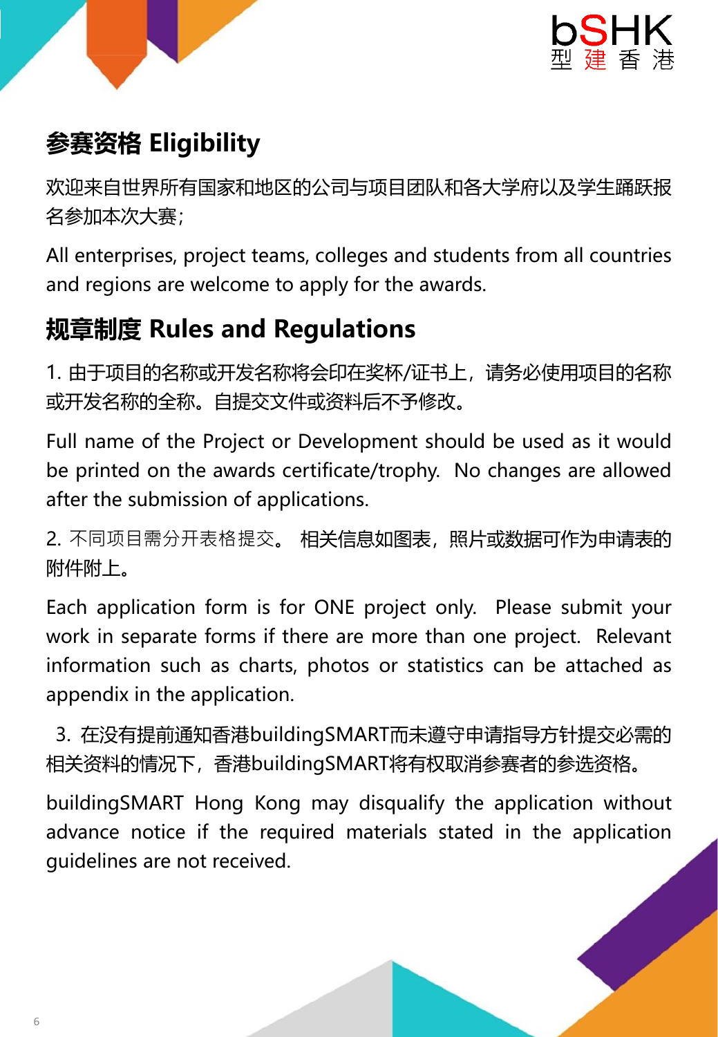## 参赛资格 Eligibility

欢迎来自世界所有国家和地区的公司与项目团队和各大学府以及学生踊跃报名参加本次大赛;

All enterprises, project teams, colleges and students from all countries and regions are welcome to apply for the awards.

## 规章制度 Rules and Regulations

1. 由于项目的名称或开发名称将会印在奖杯/证书上，请务必使用项目的名称或开发名称的全称。自提交文件或资料后不予修改。

Full name of the Project or Development should be used as it would be printed on the awards certificate/trophy. No changes are allowed after the submission of applications.

2. 不同项目需分开表格提交。 相关信息如图表，照片或数据可作为申请表的附件附上。

Each application form is for ONE project only. Please submit your work in separate forms if there are more than one project. Relevant information such as charts, photos or statistics can be attached as appendix in the application.

3. 在没有提前通知香港buildingSMART而未遵守申请指导方针提交必需的相关资料的情况下，香港buildingSMART将有权取消参赛者的参选资格。

buildingSMART Hong Kong may disqualify the application without advance notice if the required materials stated in the application guidelines are not received.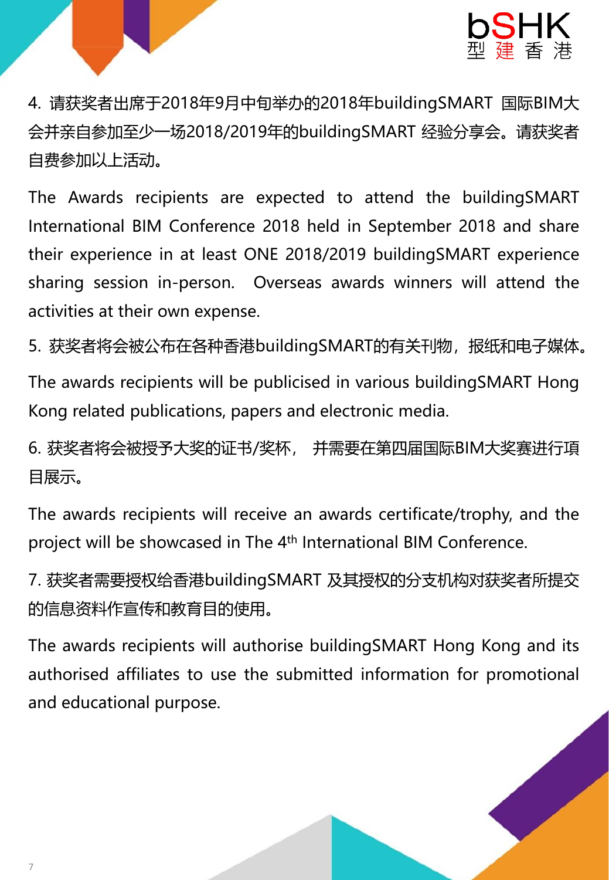4. 请获奖者出席于2018年9月中旬举办的2018年buildingSMART 国际BIM大会并亲自参加至少一场2018/2019年的buildingSMART 经验分享会。请获奖者自费参加以上活动。

The Awards recipients are expected to attend the buildingSMART International BIM Conference 2018 held in September 2018 and share their experience in at least ONE 2018/2019 buildingSMART experience sharing session in-person. Overseas awards winners will attend the activities at their own expense.

5. 获奖者将会被公布在各种香港buildingSMART的有关刊物，报纸和电子媒体。

The awards recipients will be publicised in various buildingSMART Hong Kong related publications, papers and electronic media.

6. 获奖者将会被授予大奖的证书/奖杯， 并需要在第四届国际BIM大奖赛进行項目展示。

The awards recipients will receive an awards certificate/trophy, and the project will be showcased in The 4th International BIM Conference.

7. 获奖者需要授权给香港buildingSMART 及其授权的分支机构对获奖者所提交的信息资料作宣传和教育目的使用。

The awards recipients will authorise buildingSMART Hong Kong and its authorised affiliates to use the submitted information for promotional and educational purpose.